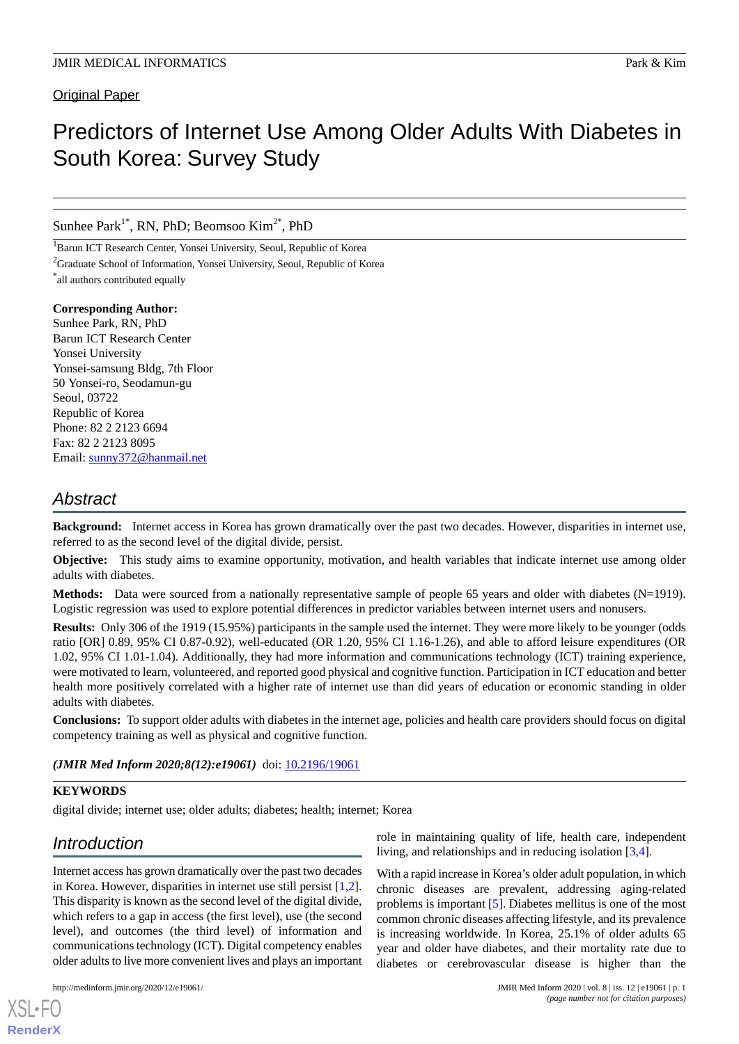Original Paper

# Predictors of Internet Use Among Older Adults With Diabetes in South Korea: Survey Study

Sunhee Park[1*], RN, PhD; Beomsoo Kim[2*], PhD

[1]Barun ICT Research Center, Yonsei University, Seoul, Republic of Korea

[2]Graduate School of Information, Yonsei University, Seoul, Republic of Korea

[*]all authors contributed equally

**Corresponding Author:**
Sunhee Park, RN, PhD
Barun ICT Research Center
Yonsei University
Yonsei-samsung Bldg, 7th Floor
50 Yonsei-ro, Seodamun-gu
Seoul, 03722
Republic of Korea
Phone: 82 2 2123 6694
Fax: 82 2 2123 8095
Email: sunny372@hanmail.net

## Abstract

**Background:** Internet access in Korea has grown dramatically over the past two decades. However, disparities in internet use, referred to as the second level of the digital divide, persist.

**Objective:** This study aims to examine opportunity, motivation, and health variables that indicate internet use among older adults with diabetes.

**Methods:** Data were sourced from a nationally representative sample of people 65 years and older with diabetes (N=1919). Logistic regression was used to explore potential differences in predictor variables between internet users and nonusers.

**Results:** Only 306 of the 1919 (15.95%) participants in the sample used the internet. They were more likely to be younger (odds ratio [OR] 0.89, 95% CI 0.87-0.92), well-educated (OR 1.20, 95% CI 1.16-1.26), and able to afford leisure expenditures (OR 1.02, 95% CI 1.01-1.04). Additionally, they had more information and communications technology (ICT) training experience, were motivated to learn, volunteered, and reported good physical and cognitive function. Participation in ICT education and better health more positively correlated with a higher rate of internet use than did years of education or economic standing in older adults with diabetes.

**Conclusions:** To support older adults with diabetes in the internet age, policies and health care providers should focus on digital competency training as well as physical and cognitive function.

***(JMIR Med Inform 2020;8(12):e19061)*** doi: 10.2196/19061

**KEYWORDS**

digital divide; internet use; older adults; diabetes; health; internet; Korea

## Introduction

Internet access has grown dramatically over the past two decades in Korea. However, disparities in internet use still persist [1,2]. This disparity is known as the second level of the digital divide, which refers to a gap in access (the first level), use (the second level), and outcomes (the third level) of information and communications technology (ICT). Digital competency enables older adults to live more convenient lives and plays an important role in maintaining quality of life, health care, independent living, and relationships and in reducing isolation [3,4].

With a rapid increase in Korea's older adult population, in which chronic diseases are prevalent, addressing aging-related problems is important [5]. Diabetes mellitus is one of the most common chronic diseases affecting lifestyle, and its prevalence is increasing worldwide. In Korea, 25.1% of older adults 65 year and older have diabetes, and their mortality rate due to diabetes or cerebrovascular disease is higher than the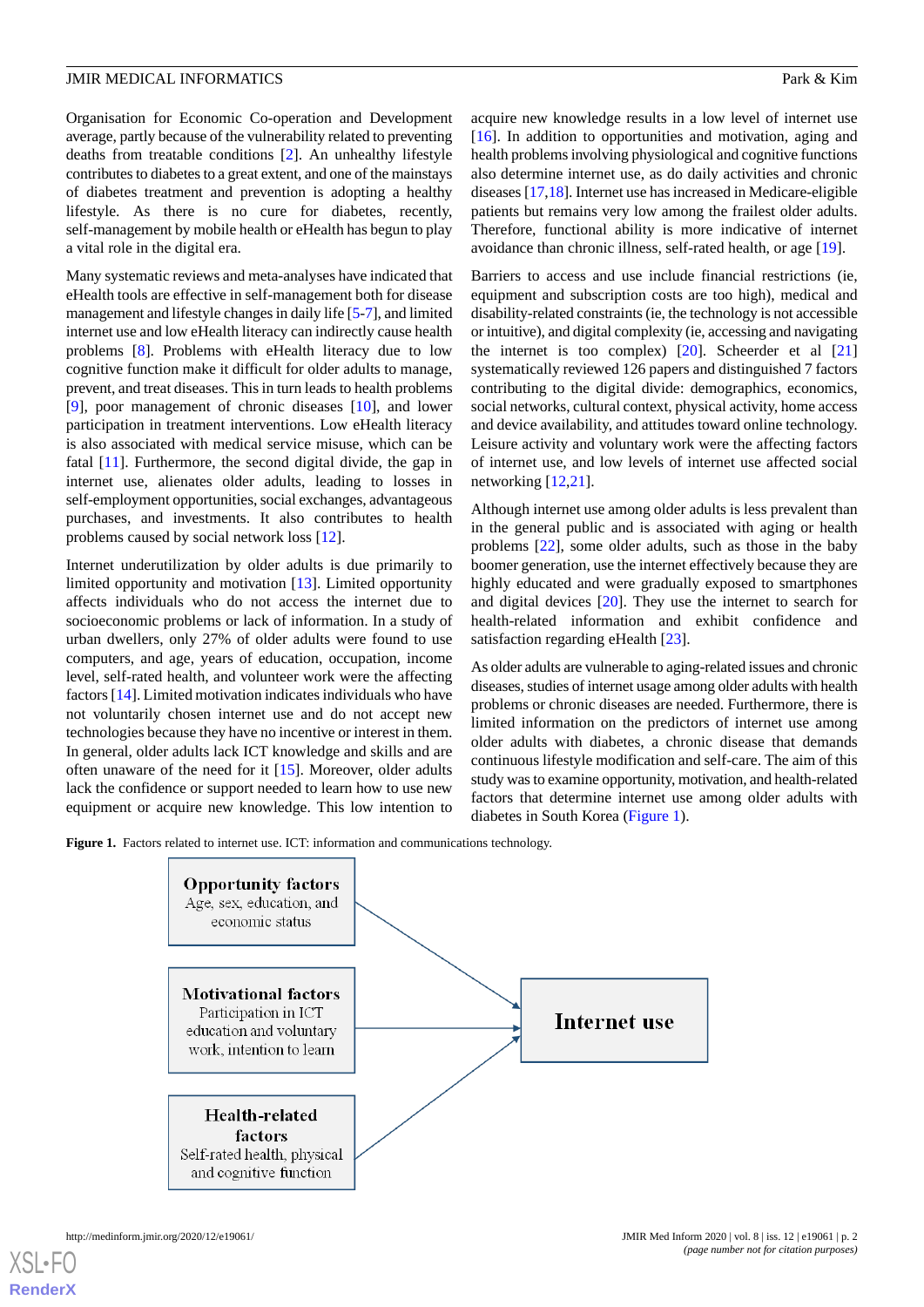Organisation for Economic Co-operation and Development average, partly because of the vulnerability related to preventing deaths from treatable conditions [2]. An unhealthy lifestyle contributes to diabetes to a great extent, and one of the mainstays of diabetes treatment and prevention is adopting a healthy lifestyle. As there is no cure for diabetes, recently, self-management by mobile health or eHealth has begun to play a vital role in the digital era.

Many systematic reviews and meta-analyses have indicated that eHealth tools are effective in self-management both for disease management and lifestyle changes in daily life [5-7], and limited internet use and low eHealth literacy can indirectly cause health problems [8]. Problems with eHealth literacy due to low cognitive function make it difficult for older adults to manage, prevent, and treat diseases. This in turn leads to health problems [9], poor management of chronic diseases [10], and lower participation in treatment interventions. Low eHealth literacy is also associated with medical service misuse, which can be fatal [11]. Furthermore, the second digital divide, the gap in internet use, alienates older adults, leading to losses in self-employment opportunities, social exchanges, advantageous purchases, and investments. It also contributes to health problems caused by social network loss [12].

Internet underutilization by older adults is due primarily to limited opportunity and motivation [13]. Limited opportunity affects individuals who do not access the internet due to socioeconomic problems or lack of information. In a study of urban dwellers, only 27% of older adults were found to use computers, and age, years of education, occupation, income level, self-rated health, and volunteer work were the affecting factors [14]. Limited motivation indicates individuals who have not voluntarily chosen internet use and do not accept new technologies because they have no incentive or interest in them. In general, older adults lack ICT knowledge and skills and are often unaware of the need for it [15]. Moreover, older adults lack the confidence or support needed to learn how to use new equipment or acquire new knowledge. This low intention to acquire new knowledge results in a low level of internet use [16]. In addition to opportunities and motivation, aging and health problems involving physiological and cognitive functions also determine internet use, as do daily activities and chronic diseases [17,18]. Internet use has increased in Medicare-eligible patients but remains very low among the frailest older adults. Therefore, functional ability is more indicative of internet avoidance than chronic illness, self-rated health, or age [19].

Barriers to access and use include financial restrictions (ie, equipment and subscription costs are too high), medical and disability-related constraints (ie, the technology is not accessible or intuitive), and digital complexity (ie, accessing and navigating the internet is too complex) [20]. Scheerder et al [21] systematically reviewed 126 papers and distinguished 7 factors contributing to the digital divide: demographics, economics, social networks, cultural context, physical activity, home access and device availability, and attitudes toward online technology. Leisure activity and voluntary work were the affecting factors of internet use, and low levels of internet use affected social networking [12,21].

Although internet use among older adults is less prevalent than in the general public and is associated with aging or health problems [22], some older adults, such as those in the baby boomer generation, use the internet effectively because they are highly educated and were gradually exposed to smartphones and digital devices [20]. They use the internet to search for health-related information and exhibit confidence and satisfaction regarding eHealth [23].

As older adults are vulnerable to aging-related issues and chronic diseases, studies of internet usage among older adults with health problems or chronic diseases are needed. Furthermore, there is limited information on the predictors of internet use among older adults with diabetes, a chronic disease that demands continuous lifestyle modification and self-care. The aim of this study was to examine opportunity, motivation, and health-related factors that determine internet use among older adults with diabetes in South Korea (Figure 1).

**Figure 1.** Factors related to internet use. ICT: information and communications technology.

**Opportunity factors**
Age, sex, education, and economic status

**Motivational factors**
Participation in ICT education and voluntary work, intention to learn

**Health-related factors**
Self-rated health, physical and cognitive function

**Internet use**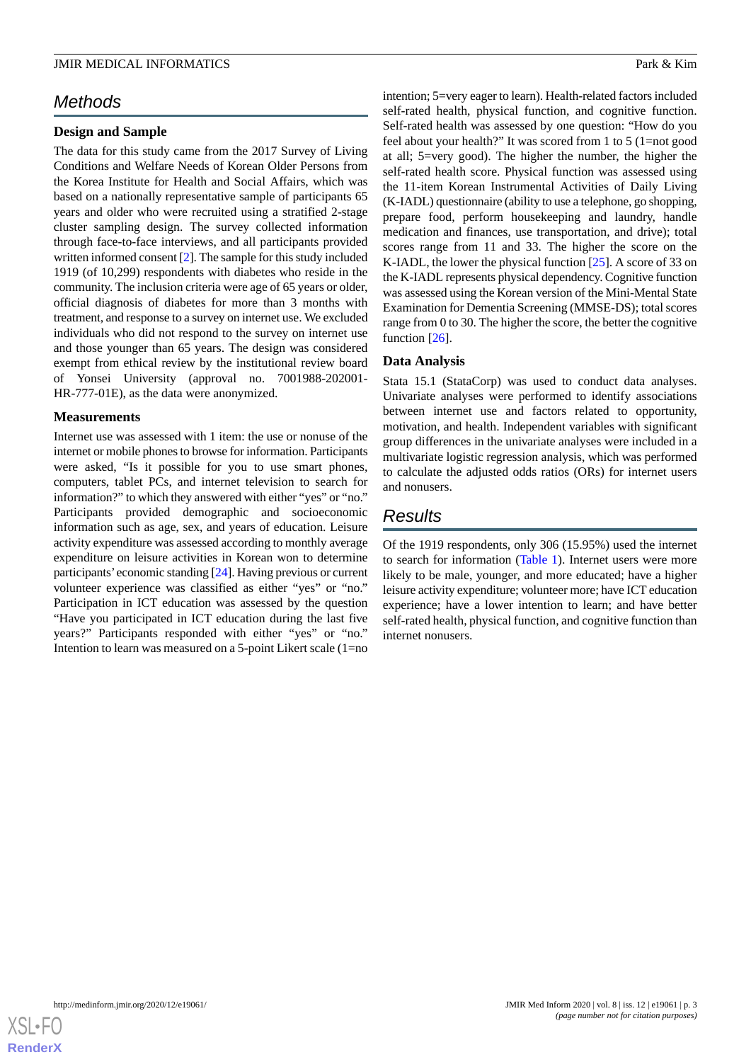## Methods

### Design and Sample

The data for this study came from the 2017 Survey of Living Conditions and Welfare Needs of Korean Older Persons from the Korea Institute for Health and Social Affairs, which was based on a nationally representative sample of participants 65 years and older who were recruited using a stratified 2-stage cluster sampling design. The survey collected information through face-to-face interviews, and all participants provided written informed consent [2]. The sample for this study included 1919 (of 10,299) respondents with diabetes who reside in the community. The inclusion criteria were age of 65 years or older, official diagnosis of diabetes for more than 3 months with treatment, and response to a survey on internet use. We excluded individuals who did not respond to the survey on internet use and those younger than 65 years. The design was considered exempt from ethical review by the institutional review board of Yonsei University (approval no. 7001988-202001-HR-777-01E), as the data were anonymized.

### Measurements

Internet use was assessed with 1 item: the use or nonuse of the internet or mobile phones to browse for information. Participants were asked, "Is it possible for you to use smart phones, computers, tablet PCs, and internet television to search for information?" to which they answered with either "yes" or "no." Participants provided demographic and socioeconomic information such as age, sex, and years of education. Leisure activity expenditure was assessed according to monthly average expenditure on leisure activities in Korean won to determine participants' economic standing [24]. Having previous or current volunteer experience was classified as either "yes" or "no." Participation in ICT education was assessed by the question "Have you participated in ICT education during the last five years?" Participants responded with either "yes" or "no." Intention to learn was measured on a 5-point Likert scale (1=no intention; 5=very eager to learn). Health-related factors included self-rated health, physical function, and cognitive function. Self-rated health was assessed by one question: "How do you feel about your health?" It was scored from 1 to 5 (1=not good at all; 5=very good). The higher the number, the higher the self-rated health score. Physical function was assessed using the 11-item Korean Instrumental Activities of Daily Living (K-IADL) questionnaire (ability to use a telephone, go shopping, prepare food, perform housekeeping and laundry, handle medication and finances, use transportation, and drive); total scores range from 11 and 33. The higher the score on the K-IADL, the lower the physical function [25]. A score of 33 on the K-IADL represents physical dependency. Cognitive function was assessed using the Korean version of the Mini-Mental State Examination for Dementia Screening (MMSE-DS); total scores range from 0 to 30. The higher the score, the better the cognitive function [26].

### Data Analysis

Stata 15.1 (StataCorp) was used to conduct data analyses. Univariate analyses were performed to identify associations between internet use and factors related to opportunity, motivation, and health. Independent variables with significant group differences in the univariate analyses were included in a multivariate logistic regression analysis, which was performed to calculate the adjusted odds ratios (ORs) for internet users and nonusers.

## Results

Of the 1919 respondents, only 306 (15.95%) used the internet to search for information (Table 1). Internet users were more likely to be male, younger, and more educated; have a higher leisure activity expenditure; volunteer more; have ICT education experience; have a lower intention to learn; and have better self-rated health, physical function, and cognitive function than internet nonusers.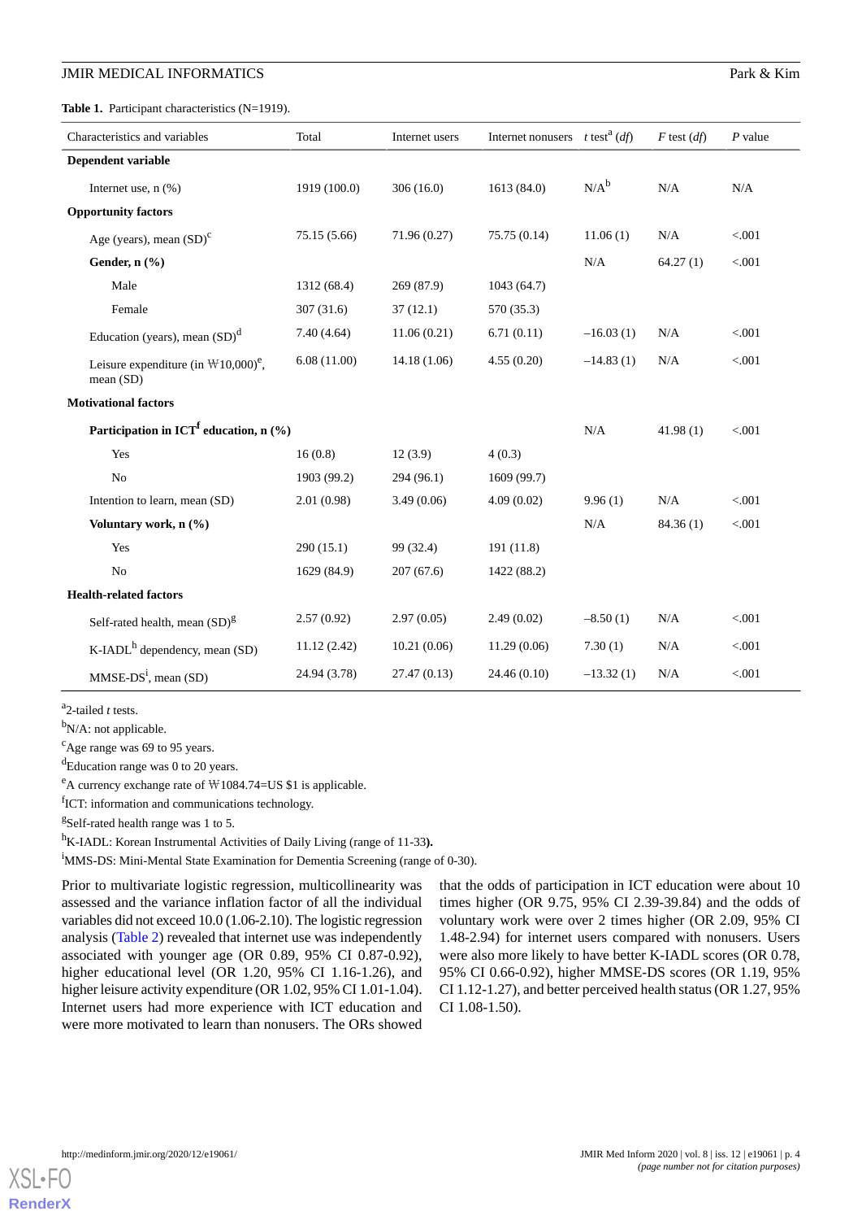**Table 1.** Participant characteristics (N=1919).

| Characteristics and variables | Total | Internet users | Internet nonusers | *t* test[a] (*df*) | *F* test (*df*) | *P* value |
|---|---|---|---|---|---|---|
| **Dependent variable** | | | | | | |
| Internet use, n (%) | 1919 (100.0) | 306 (16.0) | 1613 (84.0) | N/A[b] | N/A | N/A |
| **Opportunity factors** | | | | | | |
| Age (years), mean (SD)[c] | 75.15 (5.66) | 71.96 (0.27) | 75.75 (0.14) | 11.06 (1) | N/A | <.001 |
| **Gender, n (%)** | | | | N/A | 64.27 (1) | <.001 |
| Male | 1312 (68.4) | 269 (87.9) | 1043 (64.7) | | | |
| Female | 307 (31.6) | 37 (12.1) | 570 (35.3) | | | |
| Education (years), mean (SD)[d] | 7.40 (4.64) | 11.06 (0.21) | 6.71 (0.11) | –16.03 (1) | N/A | <.001 |
| Leisure expenditure (in ₩10,000)[e], mean (SD) | 6.08 (11.00) | 14.18 (1.06) | 4.55 (0.20) | –14.83 (1) | N/A | <.001 |
| **Motivational factors** | | | | | | |
| **Participation in ICT[f] education, n (%)** | | | | N/A | 41.98 (1) | <.001 |
| Yes | 16 (0.8) | 12 (3.9) | 4 (0.3) | | | |
| No | 1903 (99.2) | 294 (96.1) | 1609 (99.7) | | | |
| Intention to learn, mean (SD) | 2.01 (0.98) | 3.49 (0.06) | 4.09 (0.02) | 9.96 (1) | N/A | <.001 |
| **Voluntary work, n (%)** | | | | N/A | 84.36 (1) | <.001 |
| Yes | 290 (15.1) | 99 (32.4) | 191 (11.8) | | | |
| No | 1629 (84.9) | 207 (67.6) | 1422 (88.2) | | | |
| **Health-related factors** | | | | | | |
| Self-rated health, mean (SD)[g] | 2.57 (0.92) | 2.97 (0.05) | 2.49 (0.02) | –8.50 (1) | N/A | <.001 |
| K-IADL[h] dependency, mean (SD) | 11.12 (2.42) | 10.21 (0.06) | 11.29 (0.06) | 7.30 (1) | N/A | <.001 |
| MMSE-DS[i], mean (SD) | 24.94 (3.78) | 27.47 (0.13) | 24.46 (0.10) | –13.32 (1) | N/A | <.001 |

[a]2-tailed *t* tests.

[b]N/A: not applicable.

[c]Age range was 69 to 95 years.

[d]Education range was 0 to 20 years.

[e]A currency exchange rate of ₩1084.74=US $1 is applicable.

[f]ICT: information and communications technology.

[g]Self-rated health range was 1 to 5.

[h]K-IADL: Korean Instrumental Activities of Daily Living (range of 11-33).

[i]MMS-DS: Mini-Mental State Examination for Dementia Screening (range of 0-30).

Prior to multivariate logistic regression, multicollinearity was assessed and the variance inflation factor of all the individual variables did not exceed 10.0 (1.06-2.10). The logistic regression analysis (Table 2) revealed that internet use was independently associated with younger age (OR 0.89, 95% CI 0.87-0.92), higher educational level (OR 1.20, 95% CI 1.16-1.26), and higher leisure activity expenditure (OR 1.02, 95% CI 1.01-1.04). Internet users had more experience with ICT education and were more motivated to learn than nonusers. The ORs showed that the odds of participation in ICT education were about 10 times higher (OR 9.75, 95% CI 2.39-39.84) and the odds of voluntary work were over 2 times higher (OR 2.09, 95% CI 1.48-2.94) for internet users compared with nonusers. Users were also more likely to have better K-IADL scores (OR 0.78, 95% CI 0.66-0.92), higher MMSE-DS scores (OR 1.19, 95% CI 1.12-1.27), and better perceived health status (OR 1.27, 95% CI 1.08-1.50).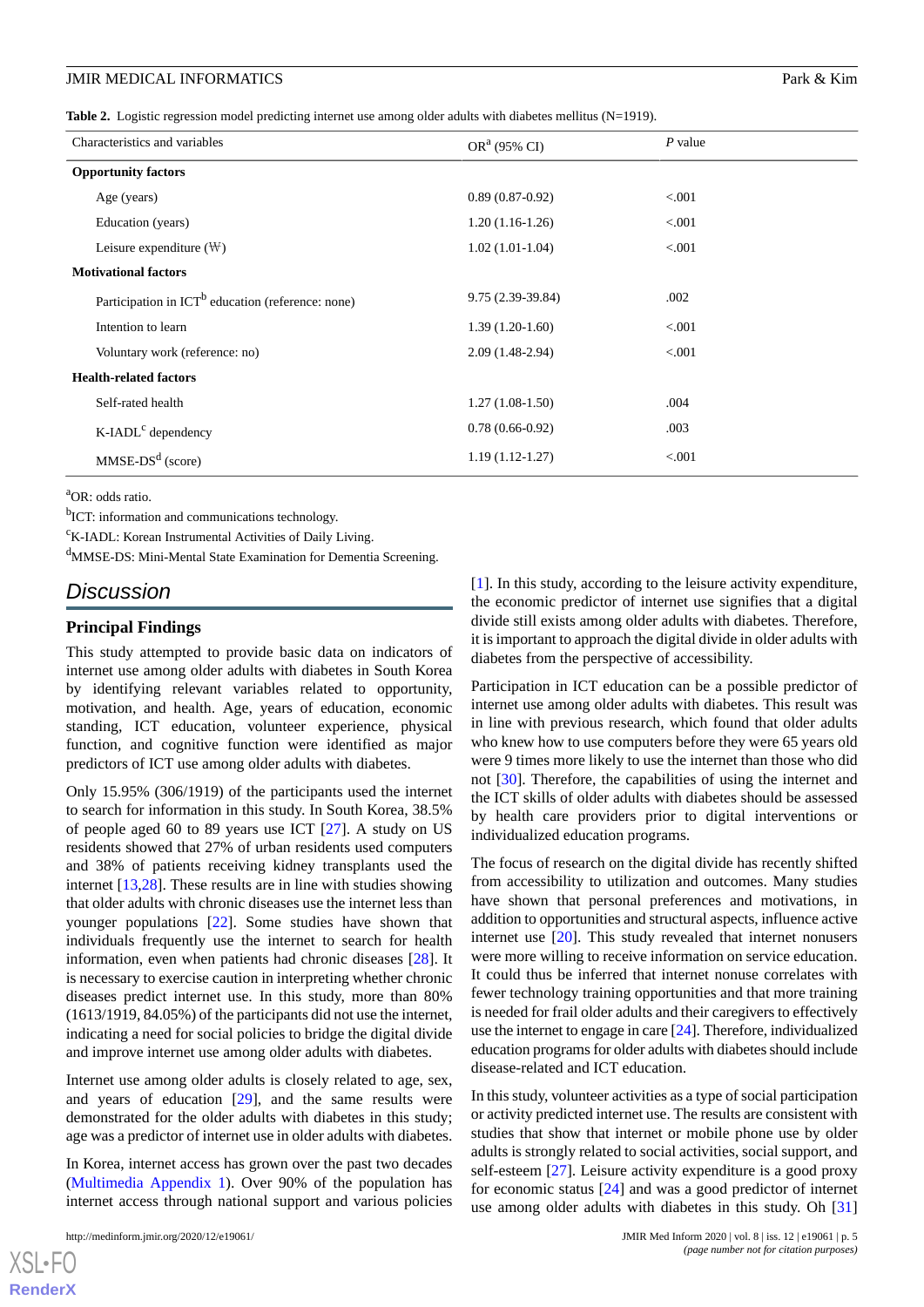**Table 2.** Logistic regression model predicting internet use among older adults with diabetes mellitus (N=1919).

| Characteristics and variables | OR[a] (95% CI) | *P* value |
|---|---|---|
| **Opportunity factors** | | |
| Age (years) | 0.89 (0.87-0.92) | <.001 |
| Education (years) | 1.20 (1.16-1.26) | <.001 |
| Leisure expenditure (₩) | 1.02 (1.01-1.04) | <.001 |
| **Motivational factors** | | |
| Participation in ICT[b] education (reference: none) | 9.75 (2.39-39.84) | .002 |
| Intention to learn | 1.39 (1.20-1.60) | <.001 |
| Voluntary work (reference: no) | 2.09 (1.48-2.94) | <.001 |
| **Health-related factors** | | |
| Self-rated health | 1.27 (1.08-1.50) | .004 |
| K-IADL[c] dependency | 0.78 (0.66-0.92) | .003 |
| MMSE-DS[d] (score) | 1.19 (1.12-1.27) | <.001 |

[a]OR: odds ratio.

[b]ICT: information and communications technology.

[c]K-IADL: Korean Instrumental Activities of Daily Living.

[d]MMSE-DS: Mini-Mental State Examination for Dementia Screening.

## Discussion

### Principal Findings

This study attempted to provide basic data on indicators of internet use among older adults with diabetes in South Korea by identifying relevant variables related to opportunity, motivation, and health. Age, years of education, economic standing, ICT education, volunteer experience, physical function, and cognitive function were identified as major predictors of ICT use among older adults with diabetes.

Only 15.95% (306/1919) of the participants used the internet to search for information in this study. In South Korea, 38.5% of people aged 60 to 89 years use ICT [27]. A study on US residents showed that 27% of urban residents used computers and 38% of patients receiving kidney transplants used the internet [13,28]. These results are in line with studies showing that older adults with chronic diseases use the internet less than younger populations [22]. Some studies have shown that individuals frequently use the internet to search for health information, even when patients had chronic diseases [28]. It is necessary to exercise caution in interpreting whether chronic diseases predict internet use. In this study, more than 80% (1613/1919, 84.05%) of the participants did not use the internet, indicating a need for social policies to bridge the digital divide and improve internet use among older adults with diabetes.

Internet use among older adults is closely related to age, sex, and years of education [29], and the same results were demonstrated for the older adults with diabetes in this study; age was a predictor of internet use in older adults with diabetes.

In Korea, internet access has grown over the past two decades (Multimedia Appendix 1). Over 90% of the population has internet access through national support and various policies [1]. In this study, according to the leisure activity expenditure, the economic predictor of internet use signifies that a digital divide still exists among older adults with diabetes. Therefore, it is important to approach the digital divide in older adults with diabetes from the perspective of accessibility.

Participation in ICT education can be a possible predictor of internet use among older adults with diabetes. This result was in line with previous research, which found that older adults who knew how to use computers before they were 65 years old were 9 times more likely to use the internet than those who did not [30]. Therefore, the capabilities of using the internet and the ICT skills of older adults with diabetes should be assessed by health care providers prior to digital interventions or individualized education programs.

The focus of research on the digital divide has recently shifted from accessibility to utilization and outcomes. Many studies have shown that personal preferences and motivations, in addition to opportunities and structural aspects, influence active internet use [20]. This study revealed that internet nonusers were more willing to receive information on service education. It could thus be inferred that internet nonuse correlates with fewer technology training opportunities and that more training is needed for frail older adults and their caregivers to effectively use the internet to engage in care [24]. Therefore, individualized education programs for older adults with diabetes should include disease-related and ICT education.

In this study, volunteer activities as a type of social participation or activity predicted internet use. The results are consistent with studies that show that internet or mobile phone use by older adults is strongly related to social activities, social support, and self-esteem [27]. Leisure activity expenditure is a good proxy for economic status [24] and was a good predictor of internet use among older adults with diabetes in this study. Oh [31]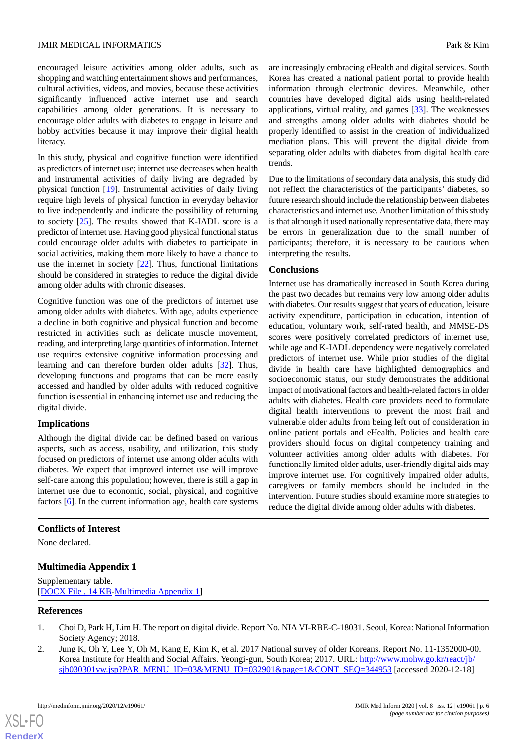encouraged leisure activities among older adults, such as shopping and watching entertainment shows and performances, cultural activities, videos, and movies, because these activities significantly influenced active internet use and search capabilities among older generations. It is necessary to encourage older adults with diabetes to engage in leisure and hobby activities because it may improve their digital health literacy.

In this study, physical and cognitive function were identified as predictors of internet use; internet use decreases when health and instrumental activities of daily living are degraded by physical function [19]. Instrumental activities of daily living require high levels of physical function in everyday behavior to live independently and indicate the possibility of returning to society [25]. The results showed that K-IADL score is a predictor of internet use. Having good physical functional status could encourage older adults with diabetes to participate in social activities, making them more likely to have a chance to use the internet in society [22]. Thus, functional limitations should be considered in strategies to reduce the digital divide among older adults with chronic diseases.

Cognitive function was one of the predictors of internet use among older adults with diabetes. With age, adults experience a decline in both cognitive and physical function and become restricted in activities such as delicate muscle movement, reading, and interpreting large quantities of information. Internet use requires extensive cognitive information processing and learning and can therefore burden older adults [32]. Thus, developing functions and programs that can be more easily accessed and handled by older adults with reduced cognitive function is essential in enhancing internet use and reducing the digital divide.

### Implications

Although the digital divide can be defined based on various aspects, such as access, usability, and utilization, this study focused on predictors of internet use among older adults with diabetes. We expect that improved internet use will improve self-care among this population; however, there is still a gap in internet use due to economic, social, physical, and cognitive factors [6]. In the current information age, health care systems are increasingly embracing eHealth and digital services. South Korea has created a national patient portal to provide health information through electronic devices. Meanwhile, other countries have developed digital aids using health-related applications, virtual reality, and games [33]. The weaknesses and strengths among older adults with diabetes should be properly identified to assist in the creation of individualized mediation plans. This will prevent the digital divide from separating older adults with diabetes from digital health care trends.

Due to the limitations of secondary data analysis, this study did not reflect the characteristics of the participants' diabetes, so future research should include the relationship between diabetes characteristics and internet use. Another limitation of this study is that although it used nationally representative data, there may be errors in generalization due to the small number of participants; therefore, it is necessary to be cautious when interpreting the results.

### Conclusions

Internet use has dramatically increased in South Korea during the past two decades but remains very low among older adults with diabetes. Our results suggest that years of education, leisure activity expenditure, participation in education, intention of education, voluntary work, self-rated health, and MMSE-DS scores were positively correlated predictors of internet use, while age and K-IADL dependency were negatively correlated predictors of internet use. While prior studies of the digital divide in health care have highlighted demographics and socioeconomic status, our study demonstrates the additional impact of motivational factors and health-related factors in older adults with diabetes. Health care providers need to formulate digital health interventions to prevent the most frail and vulnerable older adults from being left out of consideration in online patient portals and eHealth. Policies and health care providers should focus on digital competency training and volunteer activities among older adults with diabetes. For functionally limited older adults, user-friendly digital aids may improve internet use. For cognitively impaired older adults, caregivers or family members should be included in the intervention. Future studies should examine more strategies to reduce the digital divide among older adults with diabetes.

## Conflicts of Interest

None declared.

## Multimedia Appendix 1

Supplementary table.
[DOCX File , 14 KB-Multimedia Appendix 1]

## References

1. Choi D, Park H, Lim H. The report on digital divide. Report No. NIA VI-RBE-C-18031. Seoul, Korea: National Information Society Agency; 2018.
2. Jung K, Oh Y, Lee Y, Oh M, Kang E, Kim K, et al. 2017 National survey of older Koreans. Report No. 11-1352000-00. Korea Institute for Health and Social Affairs. Yeongi-gun, South Korea; 2017. URL: http://www.mohw.go.kr/react/jb/sjb030301vw.jsp?PAR_MENU_ID=03&MENU_ID=032901&page=1&CONT_SEQ=344953 [accessed 2020-12-18]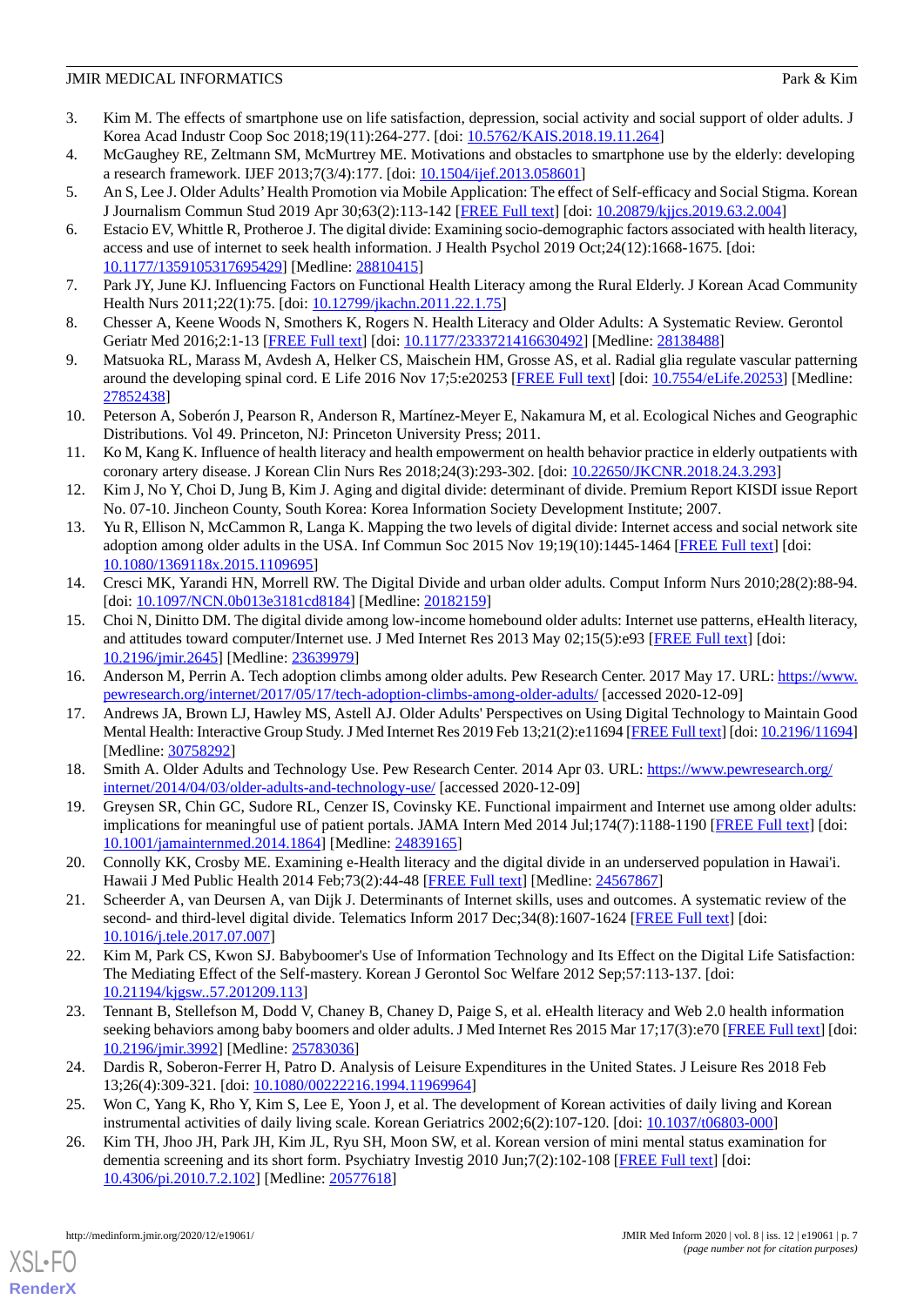3. Kim M. The effects of smartphone use on life satisfaction, depression, social activity and social support of older adults. J Korea Acad Industr Coop Soc 2018;19(11):264-277. [doi: 10.5762/KAIS.2018.19.11.264]
4. McGaughey RE, Zeltmann SM, McMurtrey ME. Motivations and obstacles to smartphone use by the elderly: developing a research framework. IJEF 2013;7(3/4):177. [doi: 10.1504/ijef.2013.058601]
5. An S, Lee J. Older Adults' Health Promotion via Mobile Application: The effect of Self-efficacy and Social Stigma. Korean J Journalism Commun Stud 2019 Apr 30;63(2):113-142 [FREE Full text] [doi: 10.20879/kjjcs.2019.63.2.004]
6. Estacio EV, Whittle R, Protheroe J. The digital divide: Examining socio-demographic factors associated with health literacy, access and use of internet to seek health information. J Health Psychol 2019 Oct;24(12):1668-1675. [doi: 10.1177/1359105317695429] [Medline: 28810415]
7. Park JY, June KJ. Influencing Factors on Functional Health Literacy among the Rural Elderly. J Korean Acad Community Health Nurs 2011;22(1):75. [doi: 10.12799/jkachn.2011.22.1.75]
8. Chesser A, Keene Woods N, Smothers K, Rogers N. Health Literacy and Older Adults: A Systematic Review. Gerontol Geriatr Med 2016;2:1-13 [FREE Full text] [doi: 10.1177/2333721416630492] [Medline: 28138488]
9. Matsuoka RL, Marass M, Avdesh A, Helker CS, Maischein HM, Grosse AS, et al. Radial glia regulate vascular patterning around the developing spinal cord. E Life 2016 Nov 17;5:e20253 [FREE Full text] [doi: 10.7554/eLife.20253] [Medline: 27852438]
10. Peterson A, Soberón J, Pearson R, Anderson R, Martínez-Meyer E, Nakamura M, et al. Ecological Niches and Geographic Distributions. Vol 49. Princeton, NJ: Princeton University Press; 2011.
11. Ko M, Kang K. Influence of health literacy and health empowerment on health behavior practice in elderly outpatients with coronary artery disease. J Korean Clin Nurs Res 2018;24(3):293-302. [doi: 10.22650/JKCNR.2018.24.3.293]
12. Kim J, No Y, Choi D, Jung B, Kim J. Aging and digital divide: determinant of divide. Premium Report KISDI issue Report No. 07-10. Jincheon County, South Korea: Korea Information Society Development Institute; 2007.
13. Yu R, Ellison N, McCammon R, Langa K. Mapping the two levels of digital divide: Internet access and social network site adoption among older adults in the USA. Inf Commun Soc 2015 Nov 19;19(10):1445-1464 [FREE Full text] [doi: 10.1080/1369118x.2015.1109695]
14. Cresci MK, Yarandi HN, Morrell RW. The Digital Divide and urban older adults. Comput Inform Nurs 2010;28(2):88-94. [doi: 10.1097/NCN.0b013e3181cd8184] [Medline: 20182159]
15. Choi N, Dinitto DM. The digital divide among low-income homebound older adults: Internet use patterns, eHealth literacy, and attitudes toward computer/Internet use. J Med Internet Res 2013 May 02;15(5):e93 [FREE Full text] [doi: 10.2196/jmir.2645] [Medline: 23639979]
16. Anderson M, Perrin A. Tech adoption climbs among older adults. Pew Research Center. 2017 May 17. URL: https://www.pewresearch.org/internet/2017/05/17/tech-adoption-climbs-among-older-adults/ [accessed 2020-12-09]
17. Andrews JA, Brown LJ, Hawley MS, Astell AJ. Older Adults' Perspectives on Using Digital Technology to Maintain Good Mental Health: Interactive Group Study. J Med Internet Res 2019 Feb 13;21(2):e11694 [FREE Full text] [doi: 10.2196/11694] [Medline: 30758292]
18. Smith A. Older Adults and Technology Use. Pew Research Center. 2014 Apr 03. URL: https://www.pewresearch.org/internet/2014/04/03/older-adults-and-technology-use/ [accessed 2020-12-09]
19. Greysen SR, Chin GC, Sudore RL, Cenzer IS, Covinsky KE. Functional impairment and Internet use among older adults: implications for meaningful use of patient portals. JAMA Intern Med 2014 Jul;174(7):1188-1190 [FREE Full text] [doi: 10.1001/jamainternmed.2014.1864] [Medline: 24839165]
20. Connolly KK, Crosby ME. Examining e-Health literacy and the digital divide in an underserved population in Hawai'i. Hawaii J Med Public Health 2014 Feb;73(2):44-48 [FREE Full text] [Medline: 24567867]
21. Scheerder A, van Deursen A, van Dijk J. Determinants of Internet skills, uses and outcomes. A systematic review of the second- and third-level digital divide. Telematics Inform 2017 Dec;34(8):1607-1624 [FREE Full text] [doi: 10.1016/j.tele.2017.07.007]
22. Kim M, Park CS, Kwon SJ. Babyboomer's Use of Information Technology and Its Effect on the Digital Life Satisfaction: The Mediating Effect of the Self-mastery. Korean J Gerontol Soc Welfare 2012 Sep;57:113-137. [doi: 10.21194/kjgsw..57.201209.113]
23. Tennant B, Stellefson M, Dodd V, Chaney B, Chaney D, Paige S, et al. eHealth literacy and Web 2.0 health information seeking behaviors among baby boomers and older adults. J Med Internet Res 2015 Mar 17;17(3):e70 [FREE Full text] [doi: 10.2196/jmir.3992] [Medline: 25783036]
24. Dardis R, Soberon-Ferrer H, Patro D. Analysis of Leisure Expenditures in the United States. J Leisure Res 2018 Feb 13;26(4):309-321. [doi: 10.1080/00222216.1994.11969964]
25. Won C, Yang K, Rho Y, Kim S, Lee E, Yoon J, et al. The development of Korean activities of daily living and Korean instrumental activities of daily living scale. Korean Geriatrics 2002;6(2):107-120. [doi: 10.1037/t06803-000]
26. Kim TH, Jhoo JH, Park JH, Kim JL, Ryu SH, Moon SW, et al. Korean version of mini mental status examination for dementia screening and its short form. Psychiatry Investig 2010 Jun;7(2):102-108 [FREE Full text] [doi: 10.4306/pi.2010.7.2.102] [Medline: 20577618]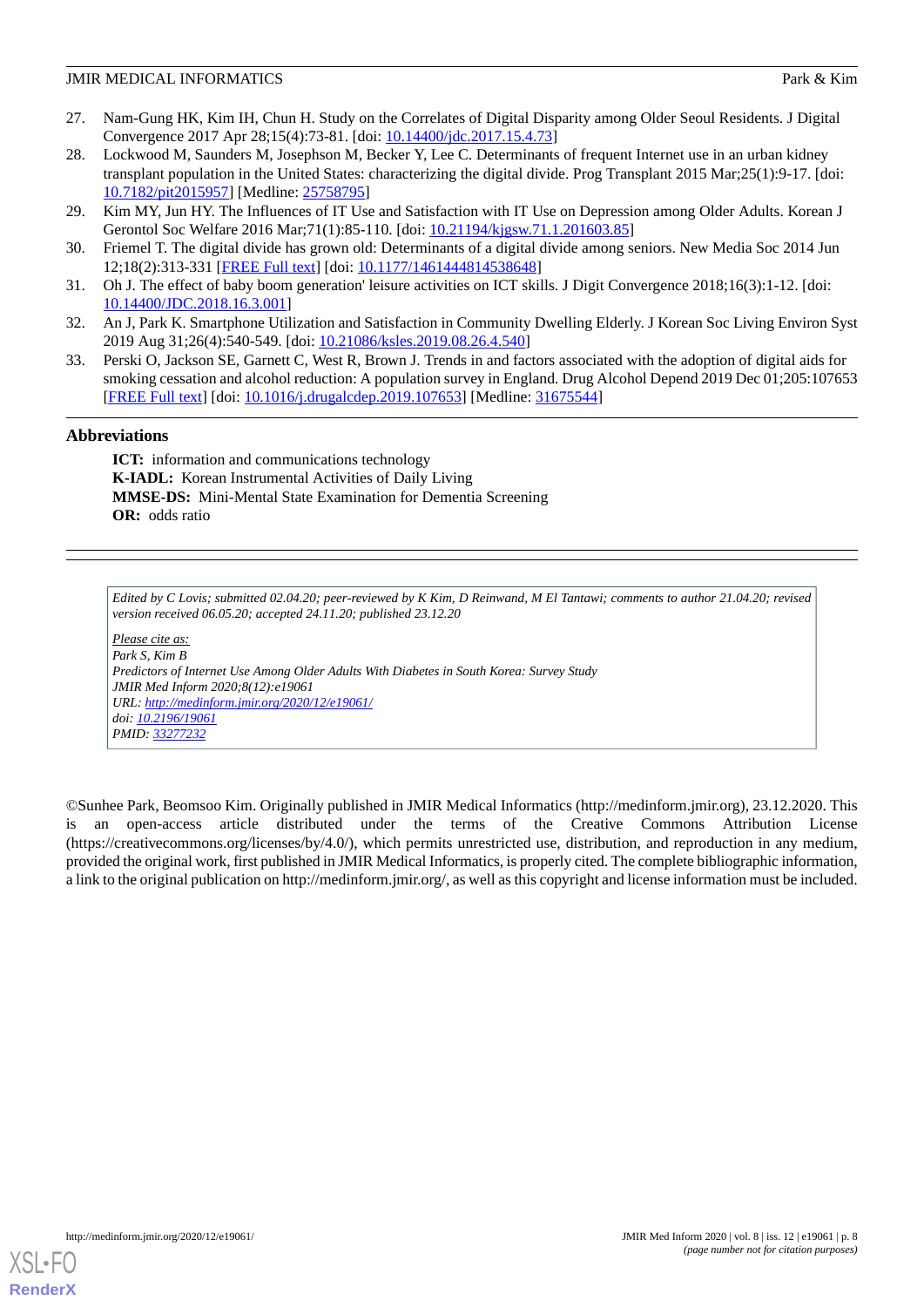27. Nam-Gung HK, Kim IH, Chun H. Study on the Correlates of Digital Disparity among Older Seoul Residents. J Digital Convergence 2017 Apr 28;15(4):73-81. [doi: 10.14400/jdc.2017.15.4.73]
28. Lockwood M, Saunders M, Josephson M, Becker Y, Lee C. Determinants of frequent Internet use in an urban kidney transplant population in the United States: characterizing the digital divide. Prog Transplant 2015 Mar;25(1):9-17. [doi: 10.7182/pit2015957] [Medline: 25758795]
29. Kim MY, Jun HY. The Influences of IT Use and Satisfaction with IT Use on Depression among Older Adults. Korean J Gerontol Soc Welfare 2016 Mar;71(1):85-110. [doi: 10.21194/kjgsw.71.1.201603.85]
30. Friemel T. The digital divide has grown old: Determinants of a digital divide among seniors. New Media Soc 2014 Jun 12;18(2):313-331 [FREE Full text] [doi: 10.1177/1461444814538648]
31. Oh J. The effect of baby boom generation' leisure activities on ICT skills. J Digit Convergence 2018;16(3):1-12. [doi: 10.14400/JDC.2018.16.3.001]
32. An J, Park K. Smartphone Utilization and Satisfaction in Community Dwelling Elderly. J Korean Soc Living Environ Syst 2019 Aug 31;26(4):540-549. [doi: 10.21086/ksles.2019.08.26.4.540]
33. Perski O, Jackson SE, Garnett C, West R, Brown J. Trends in and factors associated with the adoption of digital aids for smoking cessation and alcohol reduction: A population survey in England. Drug Alcohol Depend 2019 Dec 01;205:107653 [FREE Full text] [doi: 10.1016/j.drugalcdep.2019.107653] [Medline: 31675544]

## Abbreviations

**ICT:** information and communications technology
**K-IADL:** Korean Instrumental Activities of Daily Living
**MMSE-DS:** Mini-Mental State Examination for Dementia Screening
**OR:** odds ratio

---

*Edited by C Lovis; submitted 02.04.20; peer-reviewed by K Kim, D Reinwand, M El Tantawi; comments to author 21.04.20; revised version received 06.05.20; accepted 24.11.20; published 23.12.20*

*Please cite as:*
*Park S, Kim B*
*Predictors of Internet Use Among Older Adults With Diabetes in South Korea: Survey Study*
*JMIR Med Inform 2020;8(12):e19061*
*URL: http://medinform.jmir.org/2020/12/e19061/*
*doi: 10.2196/19061*
*PMID: 33277232*

©Sunhee Park, Beomsoo Kim. Originally published in JMIR Medical Informatics (http://medinform.jmir.org), 23.12.2020. This is an open-access article distributed under the terms of the Creative Commons Attribution License (https://creativecommons.org/licenses/by/4.0/), which permits unrestricted use, distribution, and reproduction in any medium, provided the original work, first published in JMIR Medical Informatics, is properly cited. The complete bibliographic information, a link to the original publication on http://medinform.jmir.org/, as well as this copyright and license information must be included.